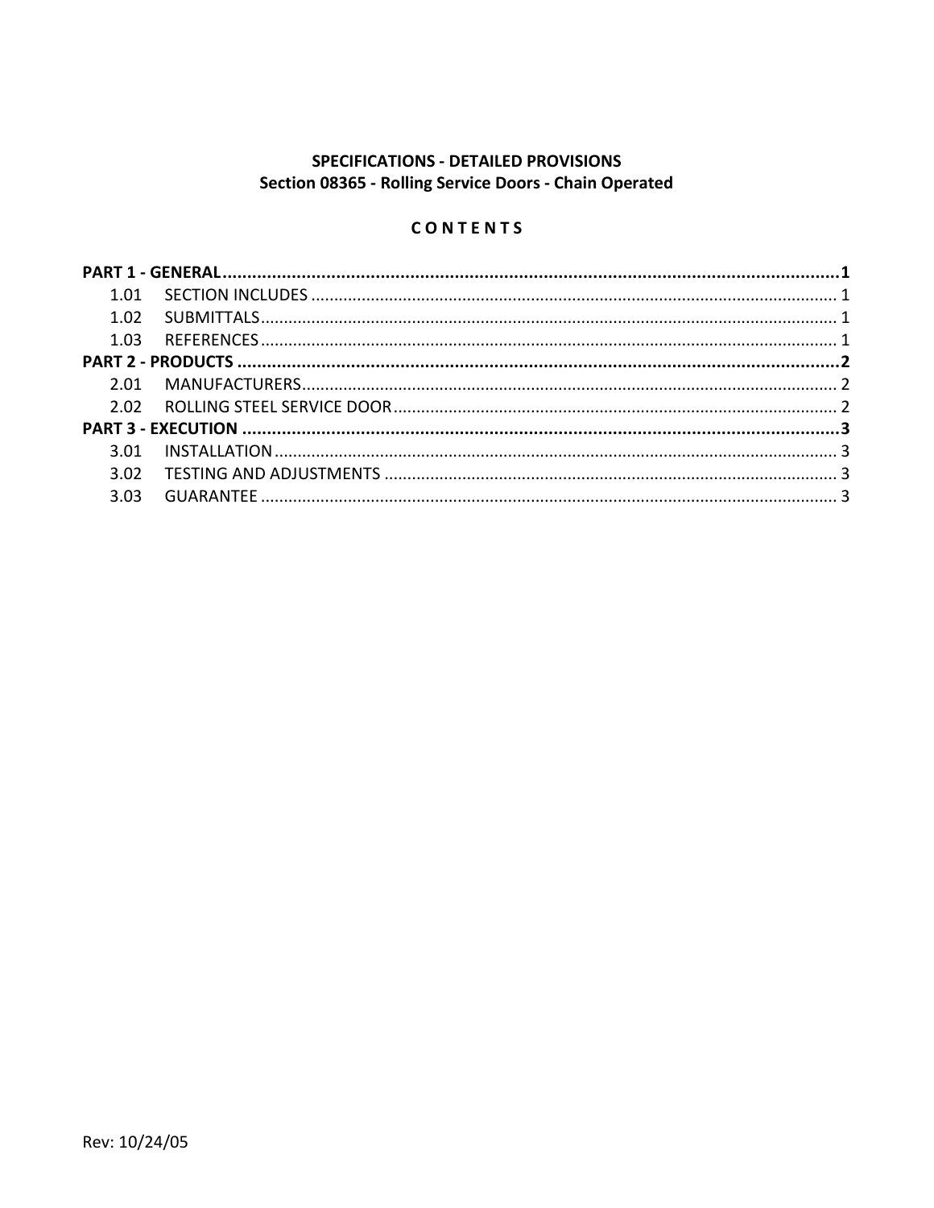**SPECIFICATIONS - DETAILED PROVISIONS**
**Section 08365 - Rolling Service Doors - Chain Operated**

**C O N T E N T S**

**PART 1 - GENERAL ..... 1**

1.01 SECTION INCLUDES ..... 1

1.02 SUBMITTALS ..... 1

1.03 REFERENCES ..... 1

**PART 2 - PRODUCTS ..... 2**

2.01 MANUFACTURERS ..... 2

2.02 ROLLING STEEL SERVICE DOOR ..... 2

**PART 3 - EXECUTION ..... 3**

3.01 INSTALLATION ..... 3

3.02 TESTING AND ADJUSTMENTS ..... 3

3.03 GUARANTEE ..... 3

Rev: 10/24/05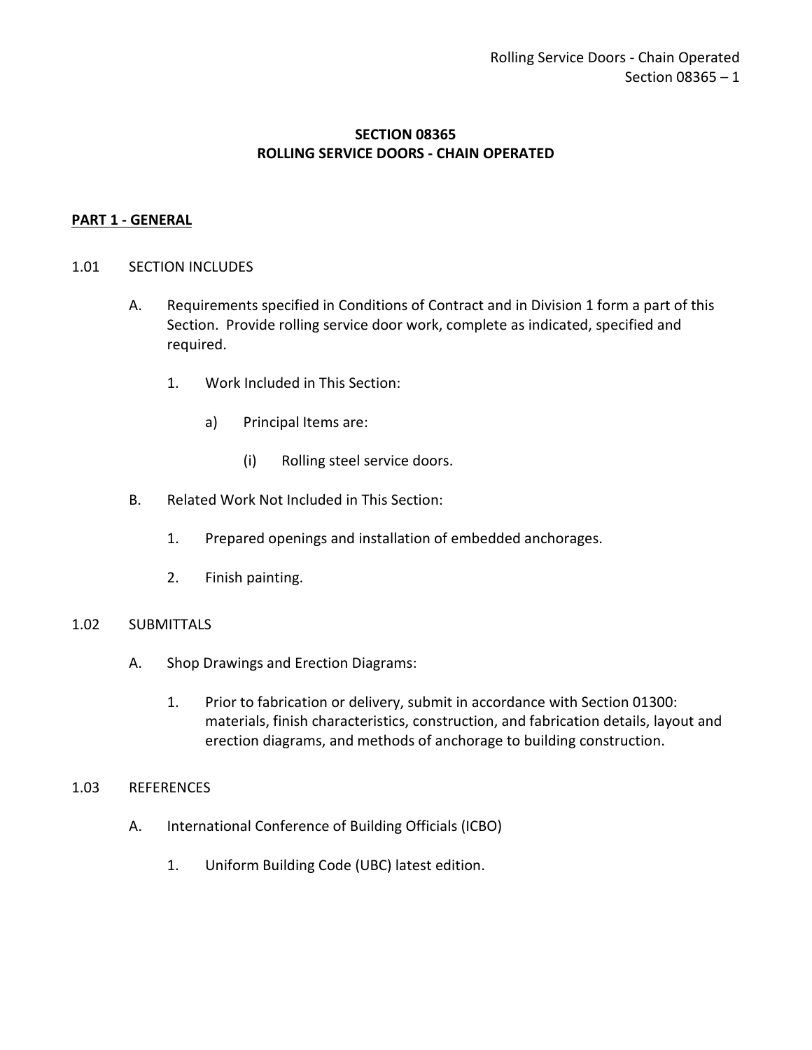# SECTION 08365
# ROLLING SERVICE DOORS - CHAIN OPERATED

## PART 1 - GENERAL

### 1.01 SECTION INCLUDES

A. Requirements specified in Conditions of Contract and in Division 1 form a part of this Section. Provide rolling service door work, complete as indicated, specified and required.

   1. Work Included in This Section:

      a) Principal Items are:

         (i) Rolling steel service doors.

B. Related Work Not Included in This Section:

   1. Prepared openings and installation of embedded anchorages.

   2. Finish painting.

### 1.02 SUBMITTALS

A. Shop Drawings and Erection Diagrams:

   1. Prior to fabrication or delivery, submit in accordance with Section 01300: materials, finish characteristics, construction, and fabrication details, layout and erection diagrams, and methods of anchorage to building construction.

### 1.03 REFERENCES

A. International Conference of Building Officials (ICBO)

   1. Uniform Building Code (UBC) latest edition.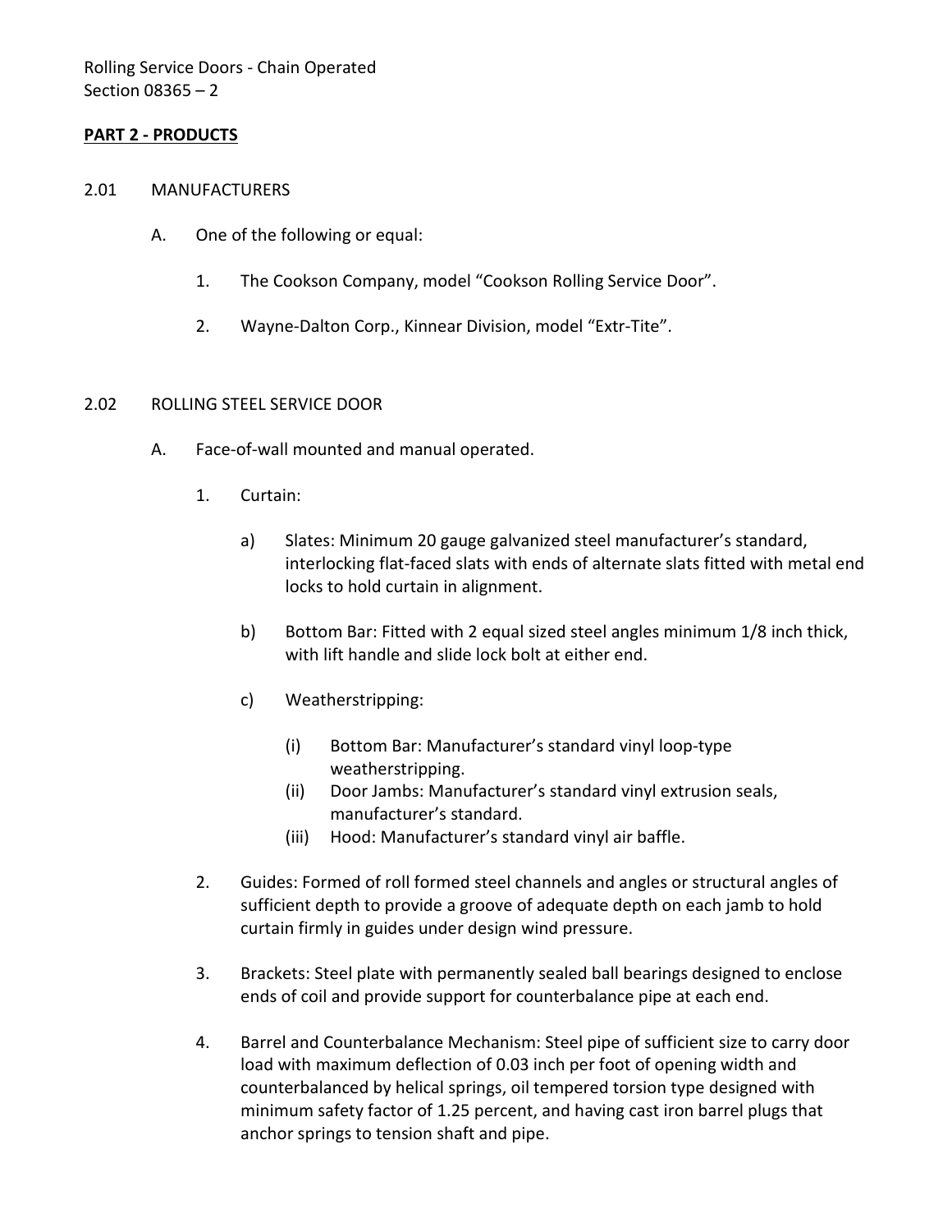## PART 2 - PRODUCTS

### 2.01 MANUFACTURERS

A. One of the following or equal:

1. The Cookson Company, model "Cookson Rolling Service Door".

2. Wayne-Dalton Corp., Kinnear Division, model "Extr-Tite".

### 2.02 ROLLING STEEL SERVICE DOOR

A. Face-of-wall mounted and manual operated.

1. Curtain:

   a) Slates: Minimum 20 gauge galvanized steel manufacturer's standard, interlocking flat-faced slats with ends of alternate slats fitted with metal end locks to hold curtain in alignment.

   b) Bottom Bar: Fitted with 2 equal sized steel angles minimum 1/8 inch thick, with lift handle and slide lock bolt at either end.

   c) Weatherstripping:

      (i) Bottom Bar: Manufacturer's standard vinyl loop-type weatherstripping.

      (ii) Door Jambs: Manufacturer's standard vinyl extrusion seals, manufacturer's standard.

      (iii) Hood: Manufacturer's standard vinyl air baffle.

2. Guides: Formed of roll formed steel channels and angles or structural angles of sufficient depth to provide a groove of adequate depth on each jamb to hold curtain firmly in guides under design wind pressure.

3. Brackets: Steel plate with permanently sealed ball bearings designed to enclose ends of coil and provide support for counterbalance pipe at each end.

4. Barrel and Counterbalance Mechanism: Steel pipe of sufficient size to carry door load with maximum deflection of 0.03 inch per foot of opening width and counterbalanced by helical springs, oil tempered torsion type designed with minimum safety factor of 1.25 percent, and having cast iron barrel plugs that anchor springs to tension shaft and pipe.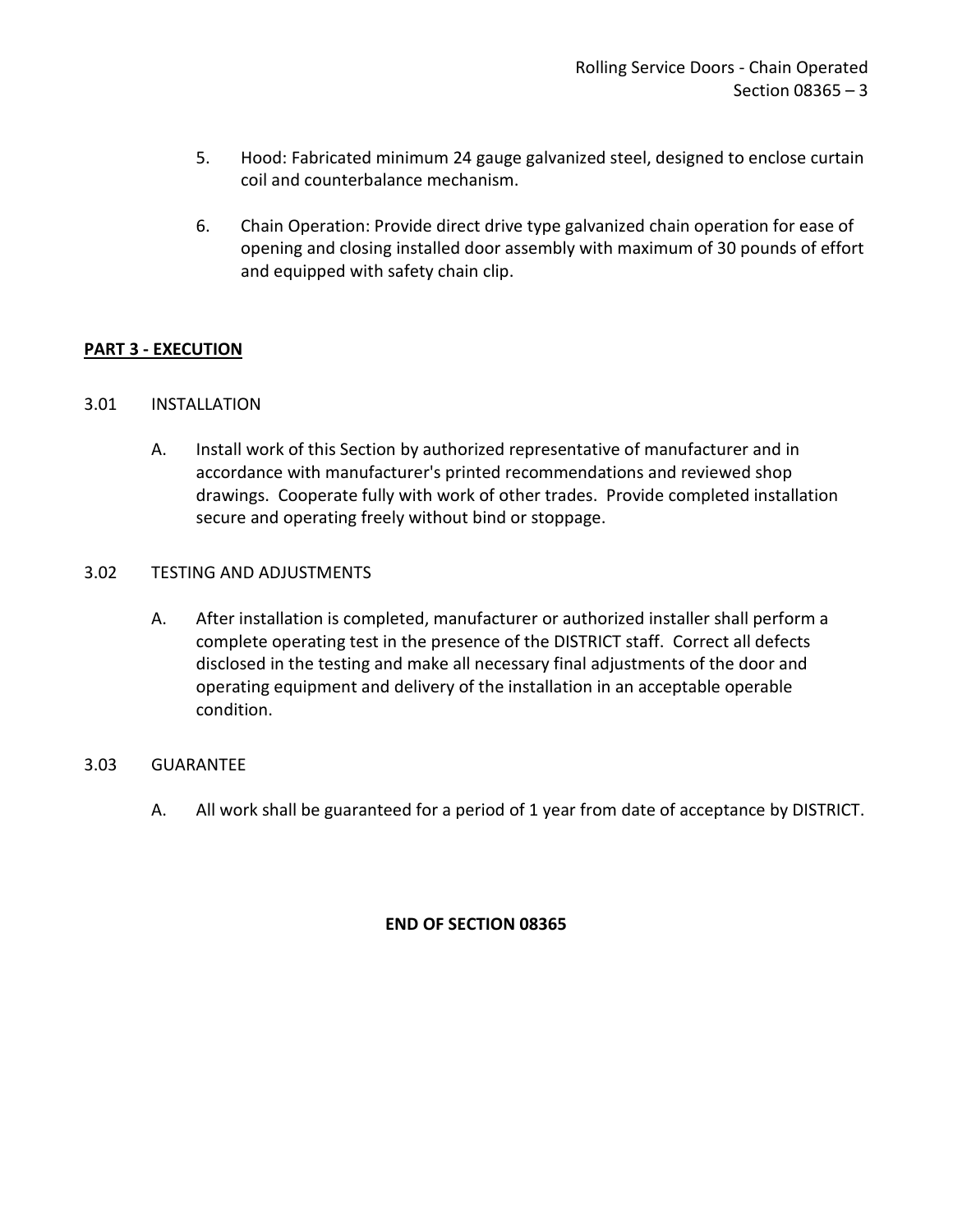5. Hood: Fabricated minimum 24 gauge galvanized steel, designed to enclose curtain coil and counterbalance mechanism.

6. Chain Operation: Provide direct drive type galvanized chain operation for ease of opening and closing installed door assembly with maximum of 30 pounds of effort and equipped with safety chain clip.

## PART 3 - EXECUTION

### 3.01 INSTALLATION

A. Install work of this Section by authorized representative of manufacturer and in accordance with manufacturer's printed recommendations and reviewed shop drawings. Cooperate fully with work of other trades. Provide completed installation secure and operating freely without bind or stoppage.

### 3.02 TESTING AND ADJUSTMENTS

A. After installation is completed, manufacturer or authorized installer shall perform a complete operating test in the presence of the DISTRICT staff. Correct all defects disclosed in the testing and make all necessary final adjustments of the door and operating equipment and delivery of the installation in an acceptable operable condition.

### 3.03 GUARANTEE

A. All work shall be guaranteed for a period of 1 year from date of acceptance by DISTRICT.

**END OF SECTION 08365**